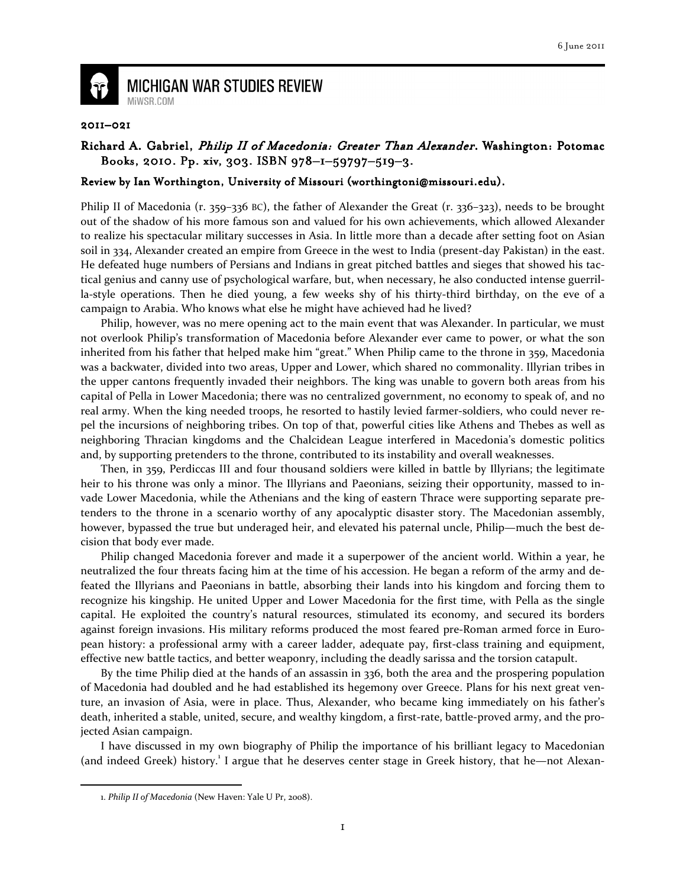6 June 2011

# MICHIGAN WAR STUDIES REVIEW

MiWSR.COM

**2011–021**

**Richard A. Gabriel, *Philip II of Macedonia: Greater Than Alexander*. Washington: Potomac Books, 2010. Pp. xiv, 303. ISBN 978–1–59797–519–3.**

**Review by Ian Worthington, University of Missouri (worthingtoni@missouri.edu).**

Philip II of Macedonia (r. 359–336 BC), the father of Alexander the Great (r. 336–323), needs to be brought out of the shadow of his more famous son and valued for his own achievements, which allowed Alexander to realize his spectacular military successes in Asia. In little more than a decade after setting foot on Asian soil in 334, Alexander created an empire from Greece in the west to India (present-day Pakistan) in the east. He defeated huge numbers of Persians and Indians in great pitched battles and sieges that showed his tactical genius and canny use of psychological warfare, but, when necessary, he also conducted intense guerrilla-style operations. Then he died young, a few weeks shy of his thirty-third birthday, on the eve of a campaign to Arabia. Who knows what else he might have achieved had he lived?

Philip, however, was no mere opening act to the main event that was Alexander. In particular, we must not overlook Philip's transformation of Macedonia before Alexander ever came to power, or what the son inherited from his father that helped make him "great." When Philip came to the throne in 359, Macedonia was a backwater, divided into two areas, Upper and Lower, which shared no commonality. Illyrian tribes in the upper cantons frequently invaded their neighbors. The king was unable to govern both areas from his capital of Pella in Lower Macedonia; there was no centralized government, no economy to speak of, and no real army. When the king needed troops, he resorted to hastily levied farmer-soldiers, who could never repel the incursions of neighboring tribes. On top of that, powerful cities like Athens and Thebes as well as neighboring Thracian kingdoms and the Chalcidean League interfered in Macedonia's domestic politics and, by supporting pretenders to the throne, contributed to its instability and overall weaknesses.

Then, in 359, Perdiccas III and four thousand soldiers were killed in battle by Illyrians; the legitimate heir to his throne was only a minor. The Illyrians and Paeonians, seizing their opportunity, massed to invade Lower Macedonia, while the Athenians and the king of eastern Thrace were supporting separate pretenders to the throne in a scenario worthy of any apocalyptic disaster story. The Macedonian assembly, however, bypassed the true but underaged heir, and elevated his paternal uncle, Philip—much the best decision that body ever made.

Philip changed Macedonia forever and made it a superpower of the ancient world. Within a year, he neutralized the four threats facing him at the time of his accession. He began a reform of the army and defeated the Illyrians and Paeonians in battle, absorbing their lands into his kingdom and forcing them to recognize his kingship. He united Upper and Lower Macedonia for the first time, with Pella as the single capital. He exploited the country's natural resources, stimulated its economy, and secured its borders against foreign invasions. His military reforms produced the most feared pre-Roman armed force in European history: a professional army with a career ladder, adequate pay, first-class training and equipment, effective new battle tactics, and better weaponry, including the deadly sarissa and the torsion catapult.

By the time Philip died at the hands of an assassin in 336, both the area and the prospering population of Macedonia had doubled and he had established its hegemony over Greece. Plans for his next great venture, an invasion of Asia, were in place. Thus, Alexander, who became king immediately on his father's death, inherited a stable, united, secure, and wealthy kingdom, a first-rate, battle-proved army, and the projected Asian campaign.

I have discussed in my own biography of Philip the importance of his brilliant legacy to Macedonian (and indeed Greek) history.[1] I argue that he deserves center stage in Greek history, that he—not Alexan-

1. *Philip II of Macedonia* (New Haven: Yale U Pr, 2008).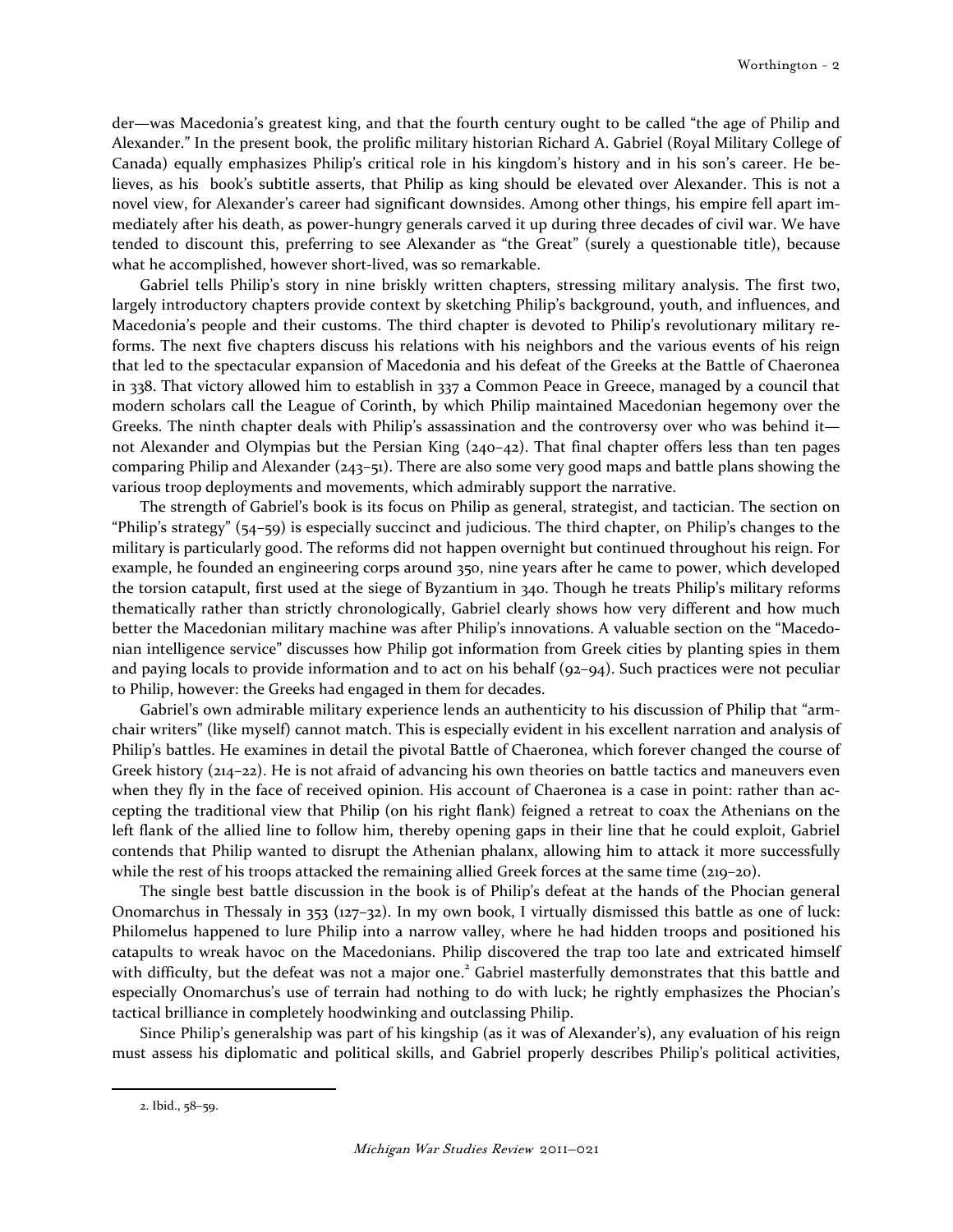der—was Macedonia's greatest king, and that the fourth century ought to be called "the age of Philip and Alexander." In the present book, the prolific military historian Richard A. Gabriel (Royal Military College of Canada) equally emphasizes Philip's critical role in his kingdom's history and in his son's career. He believes, as his book's subtitle asserts, that Philip as king should be elevated over Alexander. This is not a novel view, for Alexander's career had significant downsides. Among other things, his empire fell apart immediately after his death, as power-hungry generals carved it up during three decades of civil war. We have tended to discount this, preferring to see Alexander as "the Great" (surely a questionable title), because what he accomplished, however short-lived, was so remarkable.

Gabriel tells Philip's story in nine briskly written chapters, stressing military analysis. The first two, largely introductory chapters provide context by sketching Philip's background, youth, and influences, and Macedonia's people and their customs. The third chapter is devoted to Philip's revolutionary military reforms. The next five chapters discuss his relations with his neighbors and the various events of his reign that led to the spectacular expansion of Macedonia and his defeat of the Greeks at the Battle of Chaeronea in 338. That victory allowed him to establish in 337 a Common Peace in Greece, managed by a council that modern scholars call the League of Corinth, by which Philip maintained Macedonian hegemony over the Greeks. The ninth chapter deals with Philip's assassination and the controversy over who was behind it—not Alexander and Olympias but the Persian King (240–42). That final chapter offers less than ten pages comparing Philip and Alexander (243–51). There are also some very good maps and battle plans showing the various troop deployments and movements, which admirably support the narrative.

The strength of Gabriel's book is its focus on Philip as general, strategist, and tactician. The section on "Philip's strategy" (54–59) is especially succinct and judicious. The third chapter, on Philip's changes to the military is particularly good. The reforms did not happen overnight but continued throughout his reign. For example, he founded an engineering corps around 350, nine years after he came to power, which developed the torsion catapult, first used at the siege of Byzantium in 340. Though he treats Philip's military reforms thematically rather than strictly chronologically, Gabriel clearly shows how very different and how much better the Macedonian military machine was after Philip's innovations. A valuable section on the "Macedonian intelligence service" discusses how Philip got information from Greek cities by planting spies in them and paying locals to provide information and to act on his behalf (92–94). Such practices were not peculiar to Philip, however: the Greeks had engaged in them for decades.

Gabriel's own admirable military experience lends an authenticity to his discussion of Philip that "armchair writers" (like myself) cannot match. This is especially evident in his excellent narration and analysis of Philip's battles. He examines in detail the pivotal Battle of Chaeronea, which forever changed the course of Greek history (214–22). He is not afraid of advancing his own theories on battle tactics and maneuvers even when they fly in the face of received opinion. His account of Chaeronea is a case in point: rather than accepting the traditional view that Philip (on his right flank) feigned a retreat to coax the Athenians on the left flank of the allied line to follow him, thereby opening gaps in their line that he could exploit, Gabriel contends that Philip wanted to disrupt the Athenian phalanx, allowing him to attack it more successfully while the rest of his troops attacked the remaining allied Greek forces at the same time (219–20).

The single best battle discussion in the book is of Philip's defeat at the hands of the Phocian general Onomarchus in Thessaly in 353 (127–32). In my own book, I virtually dismissed this battle as one of luck: Philomelus happened to lure Philip into a narrow valley, where he had hidden troops and positioned his catapults to wreak havoc on the Macedonians. Philip discovered the trap too late and extricated himself with difficulty, but the defeat was not a major one.[2] Gabriel masterfully demonstrates that this battle and especially Onomarchus's use of terrain had nothing to do with luck; he rightly emphasizes the Phocian's tactical brilliance in completely hoodwinking and outclassing Philip.

Since Philip's generalship was part of his kingship (as it was of Alexander's), any evaluation of his reign must assess his diplomatic and political skills, and Gabriel properly describes Philip's political activities,

---

2. Ibid., 58–59.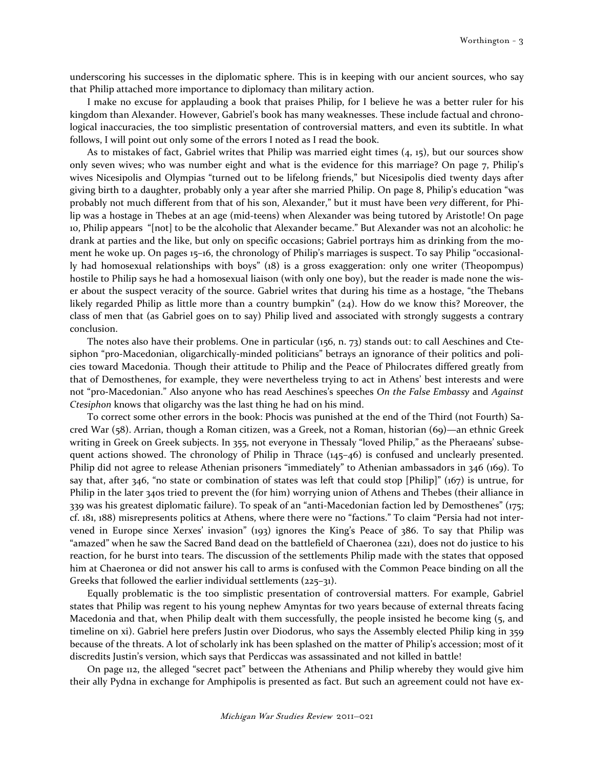underscoring his successes in the diplomatic sphere. This is in keeping with our ancient sources, who say that Philip attached more importance to diplomacy than military action.

I make no excuse for applauding a book that praises Philip, for I believe he was a better ruler for his kingdom than Alexander. However, Gabriel's book has many weaknesses. These include factual and chronological inaccuracies, the too simplistic presentation of controversial matters, and even its subtitle. In what follows, I will point out only some of the errors I noted as I read the book.

As to mistakes of fact, Gabriel writes that Philip was married eight times (4, 15), but our sources show only seven wives; who was number eight and what is the evidence for this marriage? On page 7, Philip's wives Nicesipolis and Olympias "turned out to be lifelong friends," but Nicesipolis died twenty days after giving birth to a daughter, probably only a year after she married Philip. On page 8, Philip's education "was probably not much different from that of his son, Alexander," but it must have been *very* different, for Philip was a hostage in Thebes at an age (mid-teens) when Alexander was being tutored by Aristotle! On page 10, Philip appears "[not] to be the alcoholic that Alexander became." But Alexander was not an alcoholic: he drank at parties and the like, but only on specific occasions; Gabriel portrays him as drinking from the moment he woke up. On pages 15–16, the chronology of Philip's marriages is suspect. To say Philip "occasionally had homosexual relationships with boys" (18) is a gross exaggeration: only one writer (Theopompus) hostile to Philip says he had a homosexual liaison (with only one boy), but the reader is made none the wiser about the suspect veracity of the source. Gabriel writes that during his time as a hostage, "the Thebans likely regarded Philip as little more than a country bumpkin" (24). How do we know this? Moreover, the class of men that (as Gabriel goes on to say) Philip lived and associated with strongly suggests a contrary conclusion.

The notes also have their problems. One in particular (156, n. 73) stands out: to call Aeschines and Ctesiphon "pro-Macedonian, oligarchically-minded politicians" betrays an ignorance of their politics and policies toward Macedonia. Though their attitude to Philip and the Peace of Philocrates differed greatly from that of Demosthenes, for example, they were nevertheless trying to act in Athens' best interests and were not "pro-Macedonian." Also anyone who has read Aeschines's speeches *On the False Embassy* and *Against Ctesiphon* knows that oligarchy was the last thing he had on his mind.

To correct some other errors in the book: Phocis was punished at the end of the Third (not Fourth) Sacred War (58). Arrian, though a Roman citizen, was a Greek, not a Roman, historian (69)—an ethnic Greek writing in Greek on Greek subjects. In 355, not everyone in Thessaly "loved Philip," as the Pheraeans' subsequent actions showed. The chronology of Philip in Thrace (145–46) is confused and unclearly presented. Philip did not agree to release Athenian prisoners "immediately" to Athenian ambassadors in 346 (169). To say that, after 346, "no state or combination of states was left that could stop [Philip]" (167) is untrue, for Philip in the later 340s tried to prevent the (for him) worrying union of Athens and Thebes (their alliance in 339 was his greatest diplomatic failure). To speak of an "anti-Macedonian faction led by Demosthenes" (175; cf. 181, 188) misrepresents politics at Athens, where there were no "factions." To claim "Persia had not intervened in Europe since Xerxes' invasion" (193) ignores the King's Peace of 386. To say that Philip was "amazed" when he saw the Sacred Band dead on the battlefield of Chaeronea (221), does not do justice to his reaction, for he burst into tears. The discussion of the settlements Philip made with the states that opposed him at Chaeronea or did not answer his call to arms is confused with the Common Peace binding on all the Greeks that followed the earlier individual settlements (225–31).

Equally problematic is the too simplistic presentation of controversial matters. For example, Gabriel states that Philip was regent to his young nephew Amyntas for two years because of external threats facing Macedonia and that, when Philip dealt with them successfully, the people insisted he become king (5, and timeline on xi). Gabriel here prefers Justin over Diodorus, who says the Assembly elected Philip king in 359 because of the threats. A lot of scholarly ink has been splashed on the matter of Philip's accession; most of it discredits Justin's version, which says that Perdiccas was assassinated and not killed in battle!

On page 112, the alleged "secret pact" between the Athenians and Philip whereby they would give him their ally Pydna in exchange for Amphipolis is presented as fact. But such an agreement could not have ex-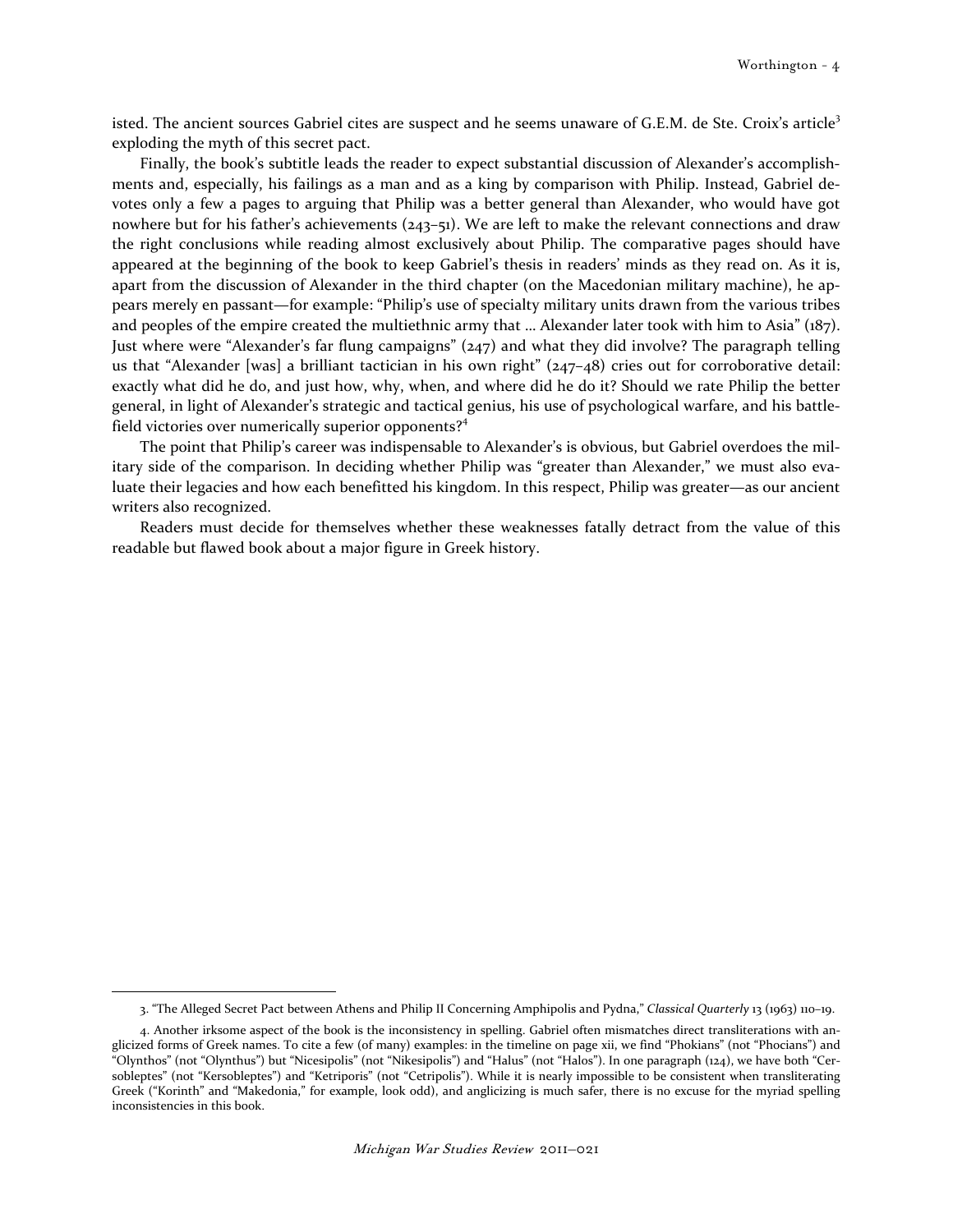isted. The ancient sources Gabriel cites are suspect and he seems unaware of G.E.M. de Ste. Croix's article[3] exploding the myth of this secret pact.

Finally, the book's subtitle leads the reader to expect substantial discussion of Alexander's accomplishments and, especially, his failings as a man and as a king by comparison with Philip. Instead, Gabriel devotes only a few a pages to arguing that Philip was a better general than Alexander, who would have got nowhere but for his father's achievements (243–51). We are left to make the relevant connections and draw the right conclusions while reading almost exclusively about Philip. The comparative pages should have appeared at the beginning of the book to keep Gabriel's thesis in readers' minds as they read on. As it is, apart from the discussion of Alexander in the third chapter (on the Macedonian military machine), he appears merely en passant—for example: "Philip's use of specialty military units drawn from the various tribes and peoples of the empire created the multiethnic army that … Alexander later took with him to Asia" (187). Just where were "Alexander's far flung campaigns" (247) and what they did involve? The paragraph telling us that "Alexander [was] a brilliant tactician in his own right" (247–48) cries out for corroborative detail: exactly what did he do, and just how, why, when, and where did he do it? Should we rate Philip the better general, in light of Alexander's strategic and tactical genius, his use of psychological warfare, and his battlefield victories over numerically superior opponents?[4]

The point that Philip's career was indispensable to Alexander's is obvious, but Gabriel overdoes the military side of the comparison. In deciding whether Philip was "greater than Alexander," we must also evaluate their legacies and how each benefitted his kingdom. In this respect, Philip was greater—as our ancient writers also recognized.

Readers must decide for themselves whether these weaknesses fatally detract from the value of this readable but flawed book about a major figure in Greek history.

---

3. "The Alleged Secret Pact between Athens and Philip II Concerning Amphipolis and Pydna," *Classical Quarterly* 13 (1963) 110–19.

4. Another irksome aspect of the book is the inconsistency in spelling. Gabriel often mismatches direct transliterations with anglicized forms of Greek names. To cite a few (of many) examples: in the timeline on page xii, we find "Phokians" (not "Phocians") and "Olynthos" (not "Olynthus") but "Nicesipolis" (not "Nikesipolis") and "Halus" (not "Halos"). In one paragraph (124), we have both "Cersobleptes" (not "Kersobleptes") and "Ketriporis" (not "Cetripolis"). While it is nearly impossible to be consistent when transliterating Greek ("Korinth" and "Makedonia," for example, look odd), and anglicizing is much safer, there is no excuse for the myriad spelling inconsistencies in this book.